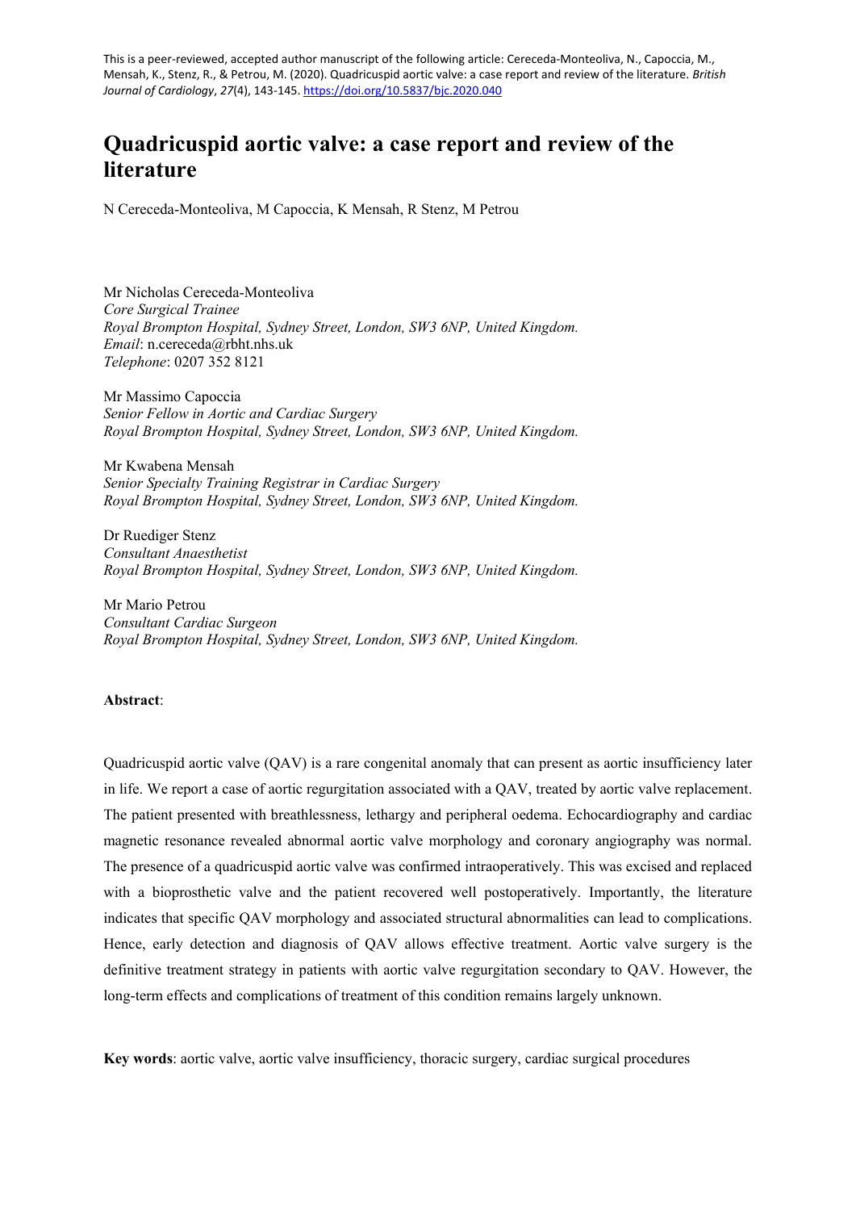This is a peer-reviewed, accepted author manuscript of the following article: Cereceda-Monteoliva, N., Capoccia, M., Mensah, K., Stenz, R., & Petrou, M. (2020). Quadricuspid aortic valve: a case report and review of the literature. *British Journal of Cardiology*, *27*(4), 143-145. https://doi.org/10.5837/bjc.2020.040

# Quadricuspid aortic valve: a case report and review of the literature

N Cereceda-Monteoliva, M Capoccia, K Mensah, R Stenz, M Petrou

Mr Nicholas Cereceda-Monteoliva
*Core Surgical Trainee*
*Royal Brompton Hospital, Sydney Street, London, SW3 6NP, United Kingdom.*
*Email*: n.cereceda@rbht.nhs.uk
*Telephone*: 0207 352 8121

Mr Massimo Capoccia
*Senior Fellow in Aortic and Cardiac Surgery*
*Royal Brompton Hospital, Sydney Street, London, SW3 6NP, United Kingdom.*

Mr Kwabena Mensah
*Senior Specialty Training Registrar in Cardiac Surgery*
*Royal Brompton Hospital, Sydney Street, London, SW3 6NP, United Kingdom.*

Dr Ruediger Stenz
*Consultant Anaesthetist*
*Royal Brompton Hospital, Sydney Street, London, SW3 6NP, United Kingdom.*

Mr Mario Petrou
*Consultant Cardiac Surgeon*
*Royal Brompton Hospital, Sydney Street, London, SW3 6NP, United Kingdom.*

**Abstract**:

Quadricuspid aortic valve (QAV) is a rare congenital anomaly that can present as aortic insufficiency later in life. We report a case of aortic regurgitation associated with a QAV, treated by aortic valve replacement. The patient presented with breathlessness, lethargy and peripheral oedema. Echocardiography and cardiac magnetic resonance revealed abnormal aortic valve morphology and coronary angiography was normal. The presence of a quadricuspid aortic valve was confirmed intraoperatively. This was excised and replaced with a bioprosthetic valve and the patient recovered well postoperatively. Importantly, the literature indicates that specific QAV morphology and associated structural abnormalities can lead to complications. Hence, early detection and diagnosis of QAV allows effective treatment. Aortic valve surgery is the definitive treatment strategy in patients with aortic valve regurgitation secondary to QAV. However, the long-term effects and complications of treatment of this condition remains largely unknown.

**Key words**: aortic valve, aortic valve insufficiency, thoracic surgery, cardiac surgical procedures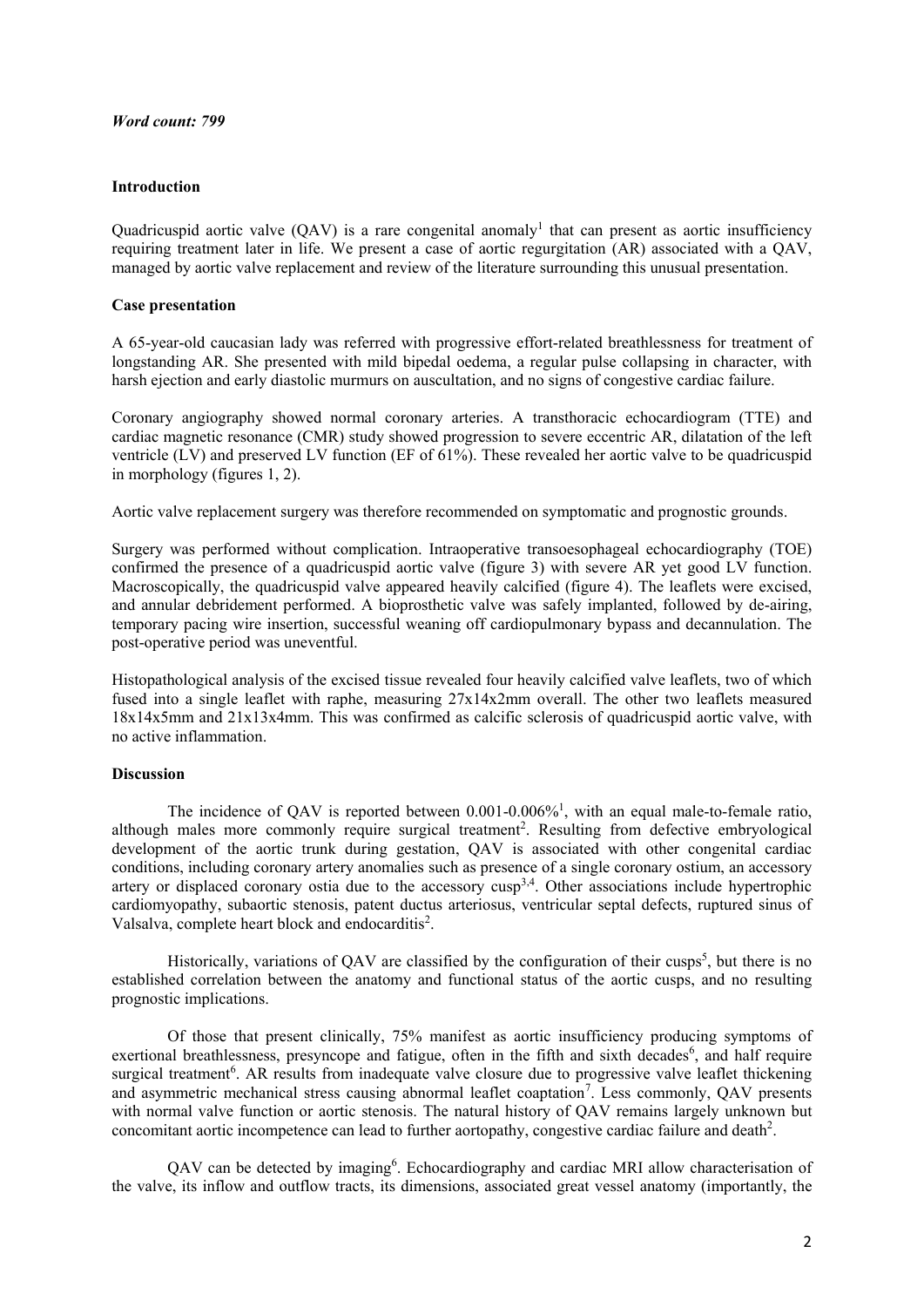*Word count: 799*

**Introduction**

Quadricuspid aortic valve (QAV) is a rare congenital anomaly[1] that can present as aortic insufficiency requiring treatment later in life. We present a case of aortic regurgitation (AR) associated with a QAV, managed by aortic valve replacement and review of the literature surrounding this unusual presentation.

**Case presentation**

A 65-year-old caucasian lady was referred with progressive effort-related breathlessness for treatment of longstanding AR. She presented with mild bipedal oedema, a regular pulse collapsing in character, with harsh ejection and early diastolic murmurs on auscultation, and no signs of congestive cardiac failure.

Coronary angiography showed normal coronary arteries. A transthoracic echocardiogram (TTE) and cardiac magnetic resonance (CMR) study showed progression to severe eccentric AR, dilatation of the left ventricle (LV) and preserved LV function (EF of 61%). These revealed her aortic valve to be quadricuspid in morphology (figures 1, 2).

Aortic valve replacement surgery was therefore recommended on symptomatic and prognostic grounds.

Surgery was performed without complication. Intraoperative transoesophageal echocardiography (TOE) confirmed the presence of a quadricuspid aortic valve (figure 3) with severe AR yet good LV function. Macroscopically, the quadricuspid valve appeared heavily calcified (figure 4). The leaflets were excised, and annular debridement performed. A bioprosthetic valve was safely implanted, followed by de-airing, temporary pacing wire insertion, successful weaning off cardiopulmonary bypass and decannulation. The post-operative period was uneventful.

Histopathological analysis of the excised tissue revealed four heavily calcified valve leaflets, two of which fused into a single leaflet with raphe, measuring 27x14x2mm overall. The other two leaflets measured 18x14x5mm and 21x13x4mm. This was confirmed as calcific sclerosis of quadricuspid aortic valve, with no active inflammation.

**Discussion**

The incidence of QAV is reported between 0.001-0.006%[1], with an equal male-to-female ratio, although males more commonly require surgical treatment[2]. Resulting from defective embryological development of the aortic trunk during gestation, QAV is associated with other congenital cardiac conditions, including coronary artery anomalies such as presence of a single coronary ostium, an accessory artery or displaced coronary ostia due to the accessory cusp[3,4]. Other associations include hypertrophic cardiomyopathy, subaortic stenosis, patent ductus arteriosus, ventricular septal defects, ruptured sinus of Valsalva, complete heart block and endocarditis[2].

Historically, variations of QAV are classified by the configuration of their cusps[5], but there is no established correlation between the anatomy and functional status of the aortic cusps, and no resulting prognostic implications.

Of those that present clinically, 75% manifest as aortic insufficiency producing symptoms of exertional breathlessness, presyncope and fatigue, often in the fifth and sixth decades[6], and half require surgical treatment[6]. AR results from inadequate valve closure due to progressive valve leaflet thickening and asymmetric mechanical stress causing abnormal leaflet coaptation[7]. Less commonly, QAV presents with normal valve function or aortic stenosis. The natural history of QAV remains largely unknown but concomitant aortic incompetence can lead to further aortopathy, congestive cardiac failure and death[2].

QAV can be detected by imaging[6]. Echocardiography and cardiac MRI allow characterisation of the valve, its inflow and outflow tracts, its dimensions, associated great vessel anatomy (importantly, the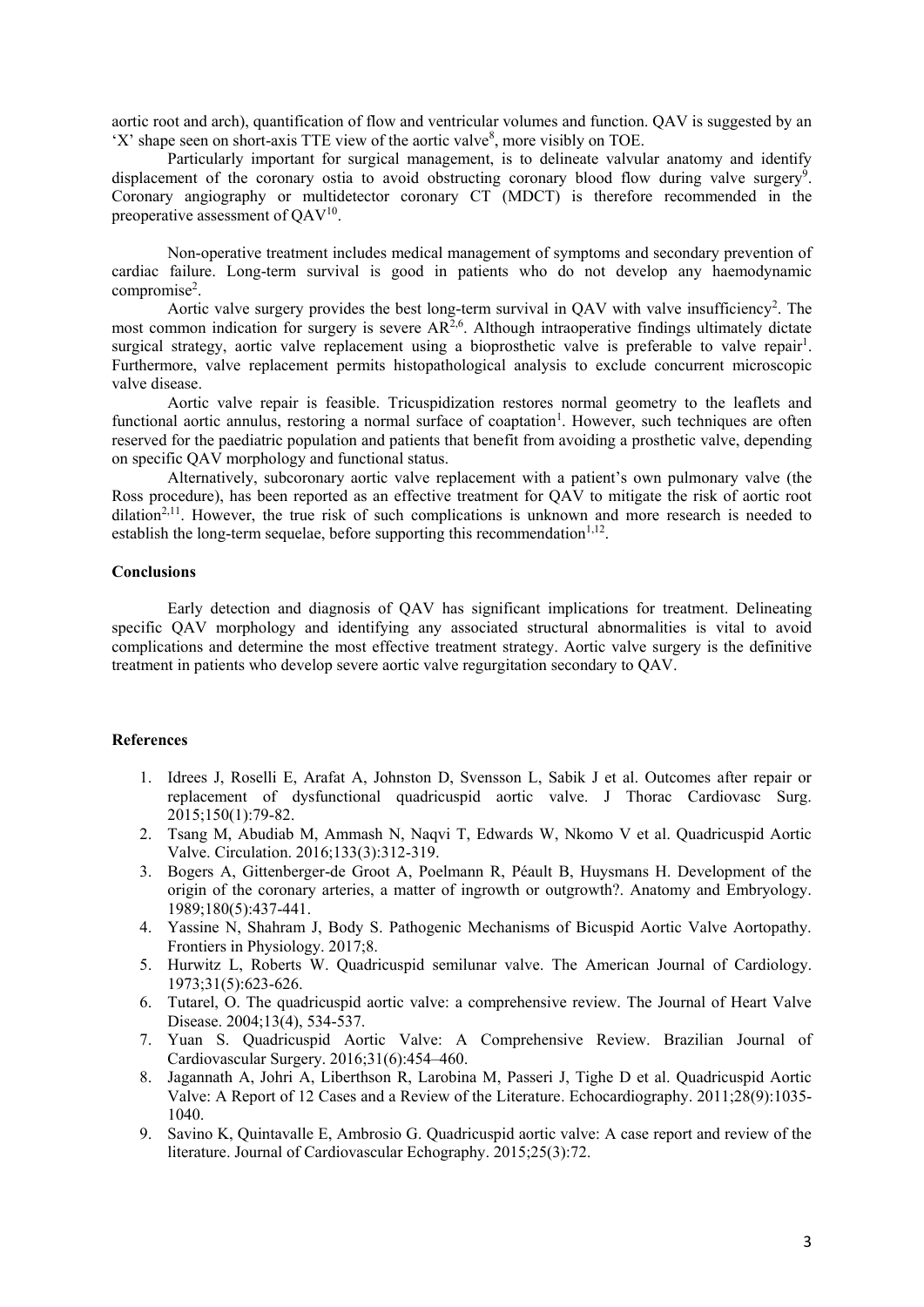aortic root and arch), quantification of flow and ventricular volumes and function. QAV is suggested by an 'X' shape seen on short-axis TTE view of the aortic valve[8], more visibly on TOE.

Particularly important for surgical management, is to delineate valvular anatomy and identify displacement of the coronary ostia to avoid obstructing coronary blood flow during valve surgery[9]. Coronary angiography or multidetector coronary CT (MDCT) is therefore recommended in the preoperative assessment of QAV[10].

Non-operative treatment includes medical management of symptoms and secondary prevention of cardiac failure. Long-term survival is good in patients who do not develop any haemodynamic compromise[2].

Aortic valve surgery provides the best long-term survival in QAV with valve insufficiency[2]. The most common indication for surgery is severe AR[2,6]. Although intraoperative findings ultimately dictate surgical strategy, aortic valve replacement using a bioprosthetic valve is preferable to valve repair[1]. Furthermore, valve replacement permits histopathological analysis to exclude concurrent microscopic valve disease.

Aortic valve repair is feasible. Tricuspidization restores normal geometry to the leaflets and functional aortic annulus, restoring a normal surface of coaptation[1]. However, such techniques are often reserved for the paediatric population and patients that benefit from avoiding a prosthetic valve, depending on specific QAV morphology and functional status.

Alternatively, subcoronary aortic valve replacement with a patient's own pulmonary valve (the Ross procedure), has been reported as an effective treatment for QAV to mitigate the risk of aortic root dilation[2,11]. However, the true risk of such complications is unknown and more research is needed to establish the long-term sequelae, before supporting this recommendation[1,12].

**Conclusions**

Early detection and diagnosis of QAV has significant implications for treatment. Delineating specific QAV morphology and identifying any associated structural abnormalities is vital to avoid complications and determine the most effective treatment strategy. Aortic valve surgery is the definitive treatment in patients who develop severe aortic valve regurgitation secondary to QAV.

**References**

1. Idrees J, Roselli E, Arafat A, Johnston D, Svensson L, Sabik J et al. Outcomes after repair or replacement of dysfunctional quadricuspid aortic valve. J Thorac Cardiovasc Surg. 2015;150(1):79-82.
2. Tsang M, Abudiab M, Ammash N, Naqvi T, Edwards W, Nkomo V et al. Quadricuspid Aortic Valve. Circulation. 2016;133(3):312-319.
3. Bogers A, Gittenberger-de Groot A, Poelmann R, Péault B, Huysmans H. Development of the origin of the coronary arteries, a matter of ingrowth or outgrowth?. Anatomy and Embryology. 1989;180(5):437-441.
4. Yassine N, Shahram J, Body S. Pathogenic Mechanisms of Bicuspid Aortic Valve Aortopathy. Frontiers in Physiology. 2017;8.
5. Hurwitz L, Roberts W. Quadricuspid semilunar valve. The American Journal of Cardiology. 1973;31(5):623-626.
6. Tutarel, O. The quadricuspid aortic valve: a comprehensive review. The Journal of Heart Valve Disease. 2004;13(4), 534-537.
7. Yuan S. Quadricuspid Aortic Valve: A Comprehensive Review. Brazilian Journal of Cardiovascular Surgery. 2016;31(6):454–460.
8. Jagannath A, Johri A, Liberthson R, Larobina M, Passeri J, Tighe D et al. Quadricuspid Aortic Valve: A Report of 12 Cases and a Review of the Literature. Echocardiography. 2011;28(9):1035-1040.
9. Savino K, Quintavalle E, Ambrosio G. Quadricuspid aortic valve: A case report and review of the literature. Journal of Cardiovascular Echography. 2015;25(3):72.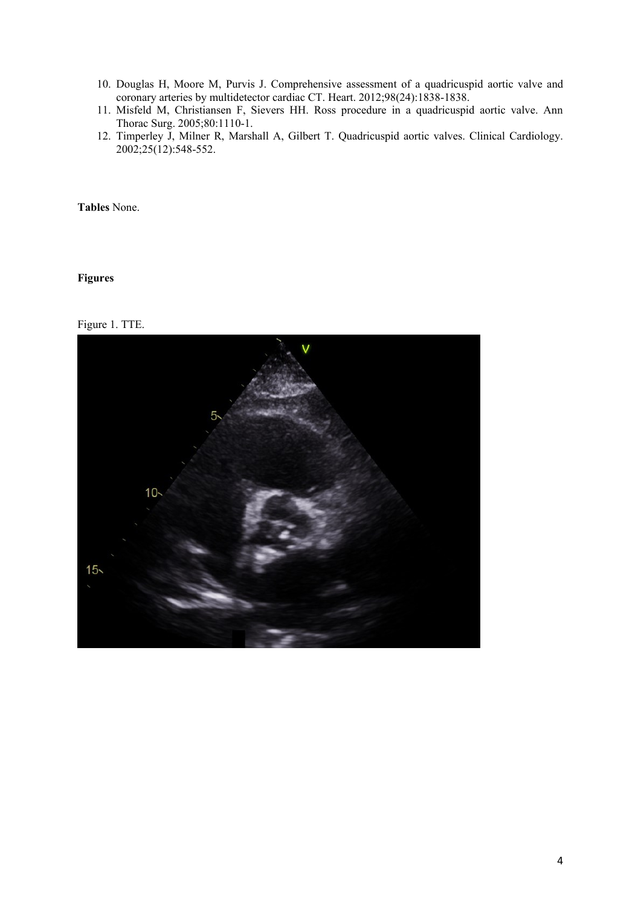10. Douglas H, Moore M, Purvis J. Comprehensive assessment of a quadricuspid aortic valve and coronary arteries by multidetector cardiac CT. Heart. 2012;98(24):1838-1838.
11. Misfeld M, Christiansen F, Sievers HH. Ross procedure in a quadricuspid aortic valve. Ann Thorac Surg. 2005;80:1110-1.
12. Timperley J, Milner R, Marshall A, Gilbert T. Quadricuspid aortic valves. Clinical Cardiology. 2002;25(12):548-552.

**Tables** None.

**Figures**

Figure 1. TTE.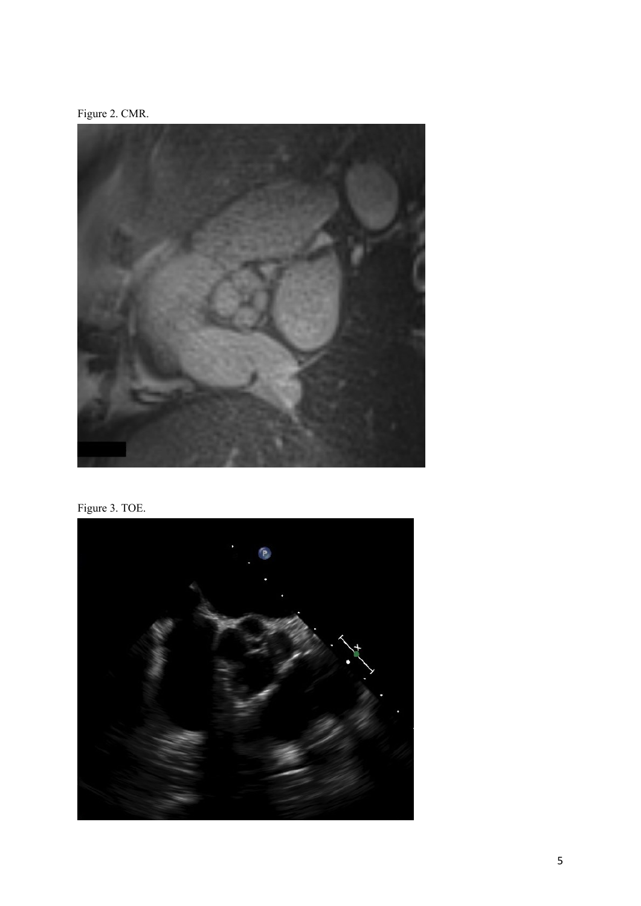Figure 2. CMR.

Figure 3. TOE.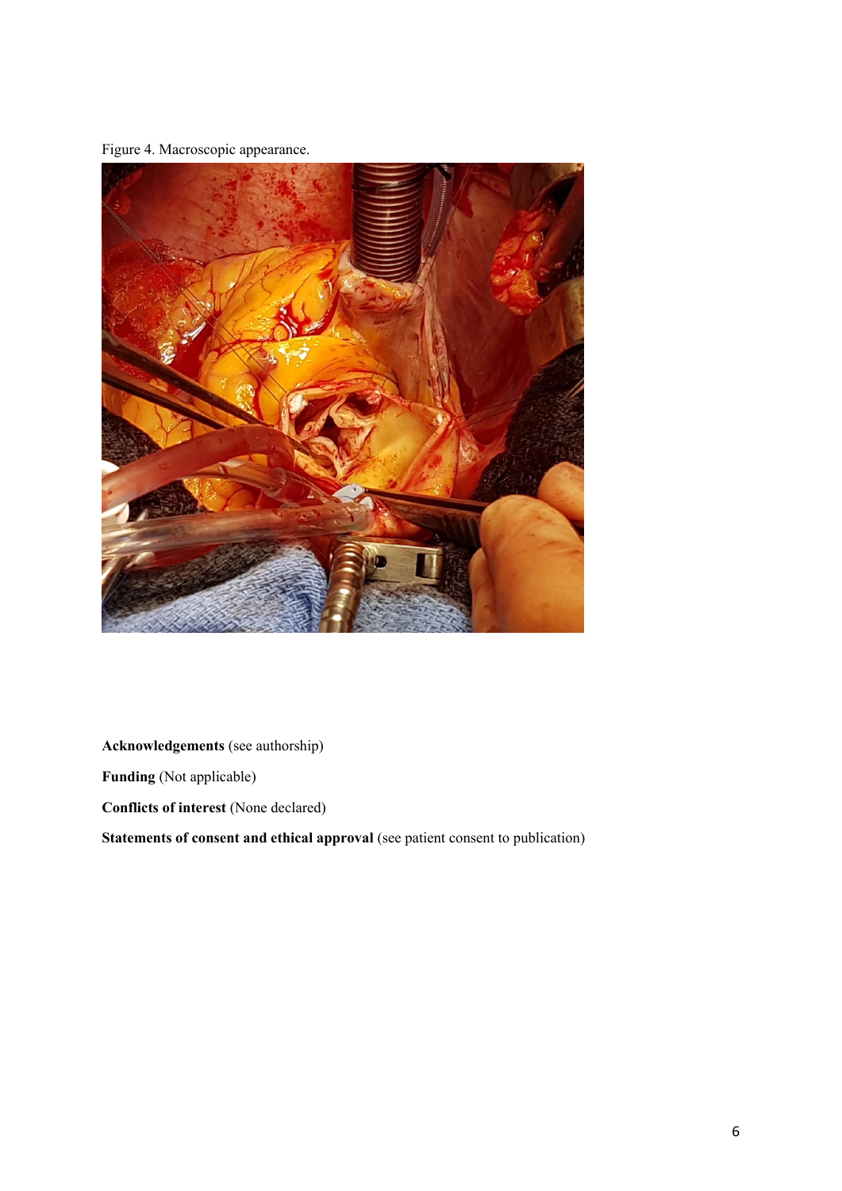Figure 4. Macroscopic appearance.

**Acknowledgements** (see authorship)

**Funding** (Not applicable)

**Conflicts of interest** (None declared)

**Statements of consent and ethical approval** (see patient consent to publication)